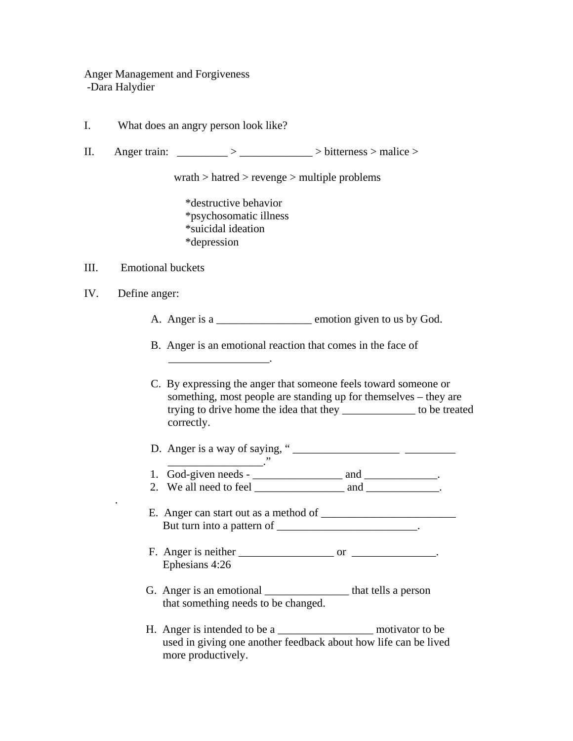Anger Management and Forgiveness
 -Dara Halydier

I. What does an angry person look like?

II. Anger train: _________ > _____________ > bitterness > malice >

wrath > hatred > revenge > multiple problems

*destructive behavior
*psychosomatic illness
*suicidal ideation
*depression

III. Emotional buckets

IV. Define anger:

A. Anger is a _________________ emotion given to us by God.

B. Anger is an emotional reaction that comes in the face of __________________.

C. By expressing the anger that someone feels toward someone or something, most people are standing up for themselves – they are trying to drive home the idea that they _____________ to be treated correctly.

D. Anger is a way of saying, " ___________________ _________ _________________."

1. God-given needs - ________________ and _____________.
2. We all need to feel ________________ and _____________.

.

E. Anger can start out as a method of ________________________
But turn into a pattern of _________________________.

F. Anger is neither _________________ or _______________.
Ephesians 4:26

G. Anger is an emotional _______________ that tells a person that something needs to be changed.

H. Anger is intended to be a _________________ motivator to be used in giving one another feedback about how life can be lived more productively.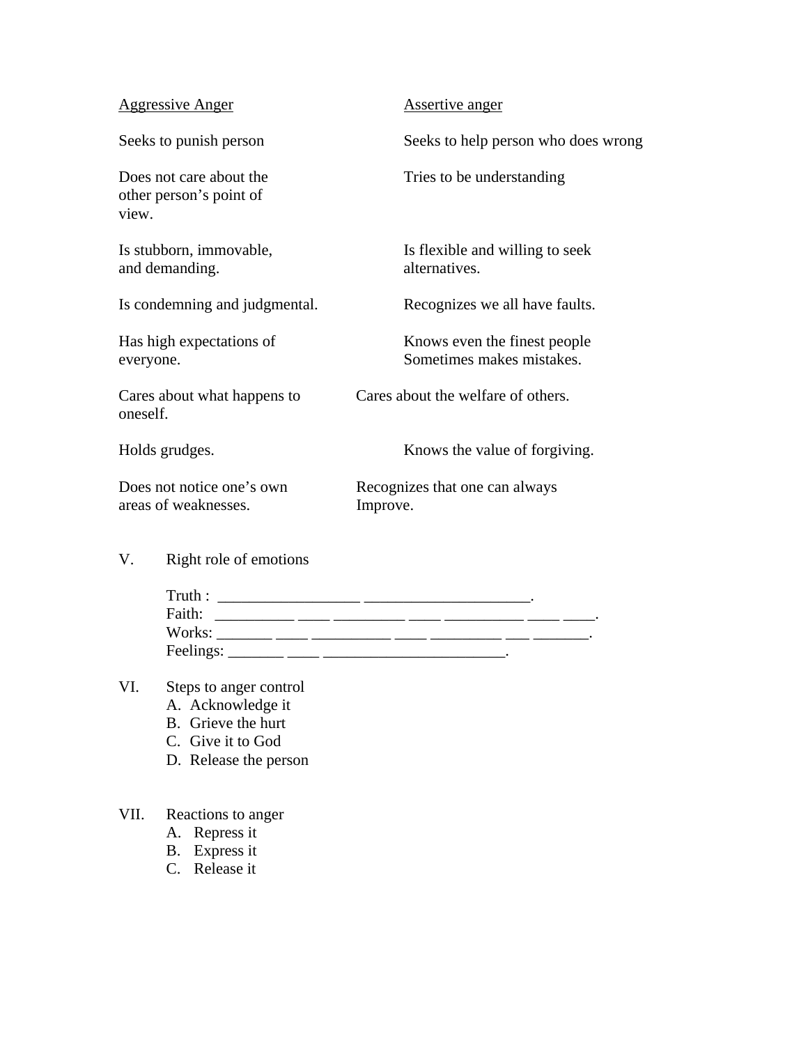| Aggressive Anger | Assertive anger |
|---|---|
| Seeks to punish person | Seeks to help person who does wrong |
| Does not care about the other person's point of view. | Tries to be understanding |
| Is stubborn, immovable, and demanding. | Is flexible and willing to seek alternatives. |
| Is condemning and judgmental. | Recognizes we all have faults. |
| Has high expectations of everyone. | Knows even the finest people Sometimes makes mistakes. |
| Cares about what happens to oneself. | Cares about the welfare of others. |
| Holds grudges. | Knows the value of forgiving. |
| Does not notice one's own areas of weaknesses. | Recognizes that one can always Improve. |

V. Right role of emotions

Truth : _________________ ____________________.
Faith: __________ ____ _________ ____ __________ ____ ____.
Works: _______ ____ __________ ____ _________ ___ _______.
Feelings: _______ ____ _______________________.

VI. Steps to anger control

A. Acknowledge it
B. Grieve the hurt
C. Give it to God
D. Release the person

VII. Reactions to anger

A. Repress it
B. Express it
C. Release it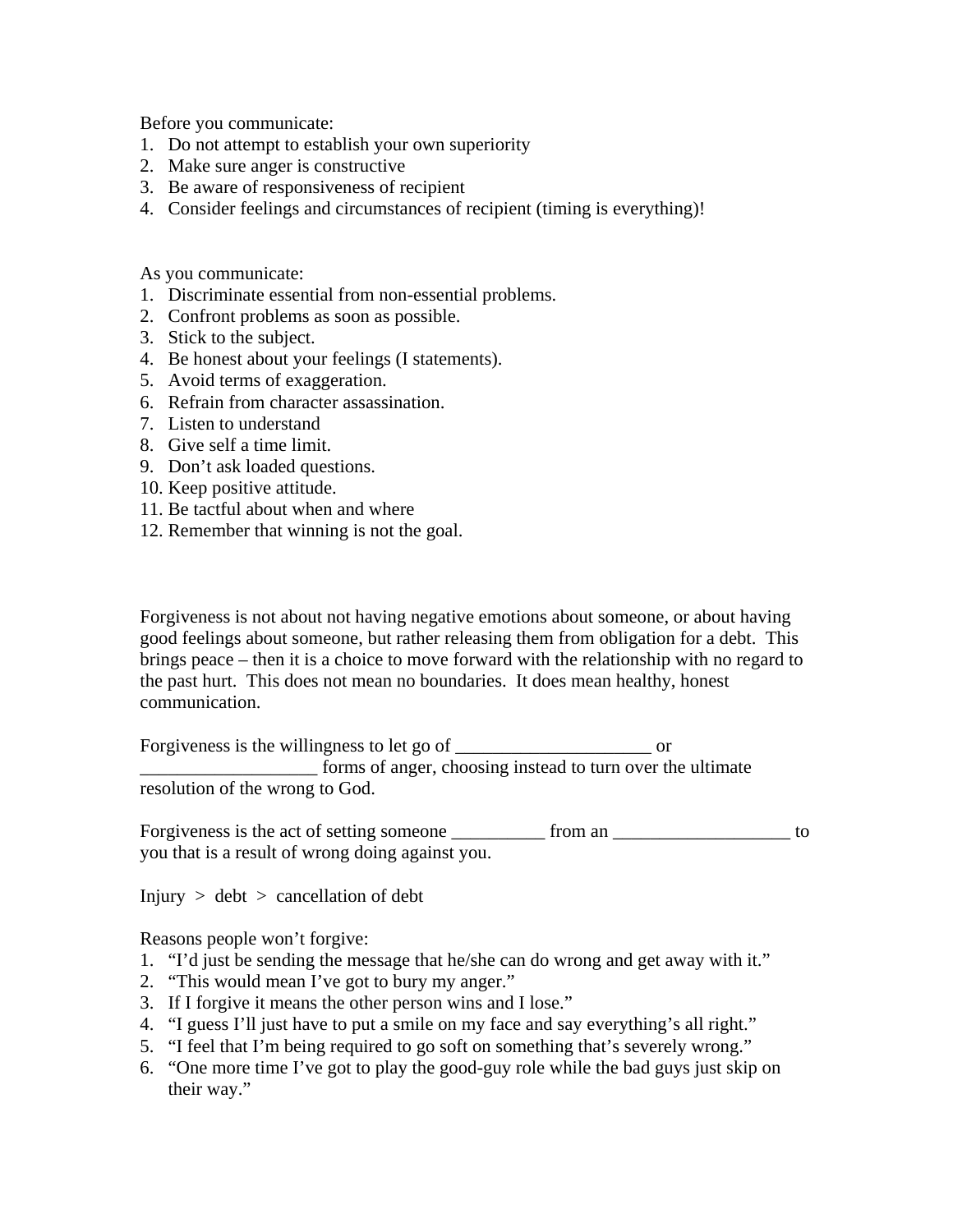Before you communicate:

1. Do not attempt to establish your own superiority
2. Make sure anger is constructive
3. Be aware of responsiveness of recipient
4. Consider feelings and circumstances of recipient (timing is everything)!

As you communicate:

1. Discriminate essential from non-essential problems.
2. Confront problems as soon as possible.
3. Stick to the subject.
4. Be honest about your feelings (I statements).
5. Avoid terms of exaggeration.
6. Refrain from character assassination.
7. Listen to understand
8. Give self a time limit.
9. Don't ask loaded questions.
10. Keep positive attitude.
11. Be tactful about when and where
12. Remember that winning is not the goal.

Forgiveness is not about not having negative emotions about someone, or about having good feelings about someone, but rather releasing them from obligation for a debt. This brings peace – then it is a choice to move forward with the relationship with no regard to the past hurt. This does not mean no boundaries. It does mean healthy, honest communication.

Forgiveness is the willingness to let go of _____________________ or ___________________ forms of anger, choosing instead to turn over the ultimate resolution of the wrong to God.

Forgiveness is the act of setting someone __________ from an ___________________ to you that is a result of wrong doing against you.

Injury > debt > cancellation of debt

Reasons people won't forgive:

1. "I'd just be sending the message that he/she can do wrong and get away with it."
2. "This would mean I've got to bury my anger."
3. If I forgive it means the other person wins and I lose."
4. "I guess I'll just have to put a smile on my face and say everything's all right."
5. "I feel that I'm being required to go soft on something that's severely wrong."
6. "One more time I've got to play the good-guy role while the bad guys just skip on their way."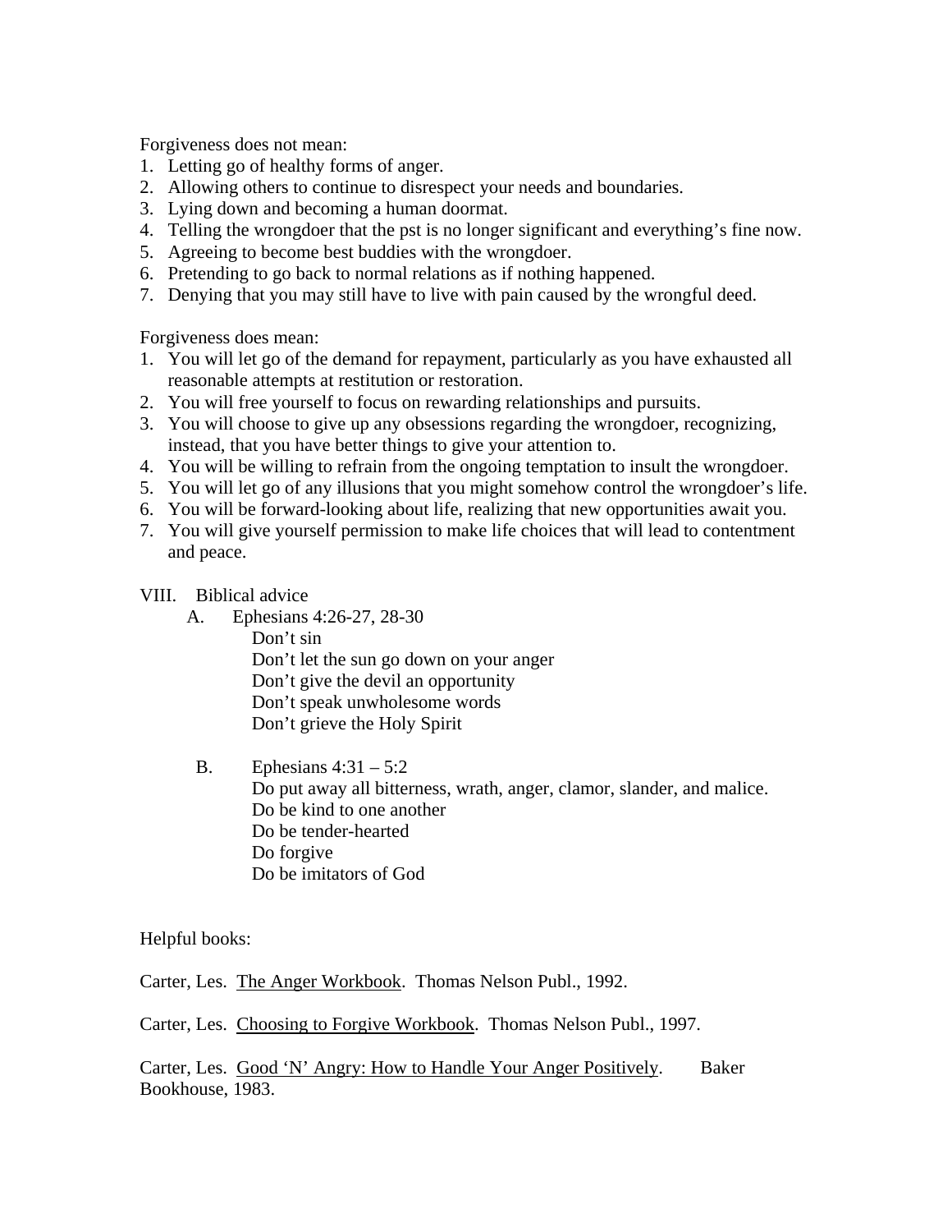Forgiveness does not mean:

1. Letting go of healthy forms of anger.
2. Allowing others to continue to disrespect your needs and boundaries.
3. Lying down and becoming a human doormat.
4. Telling the wrongdoer that the pst is no longer significant and everything's fine now.
5. Agreeing to become best buddies with the wrongdoer.
6. Pretending to go back to normal relations as if nothing happened.
7. Denying that you may still have to live with pain caused by the wrongful deed.

Forgiveness does mean:

1. You will let go of the demand for repayment, particularly as you have exhausted all reasonable attempts at restitution or restoration.
2. You will free yourself to focus on rewarding relationships and pursuits.
3. You will choose to give up any obsessions regarding the wrongdoer, recognizing, instead, that you have better things to give your attention to.
4. You will be willing to refrain from the ongoing temptation to insult the wrongdoer.
5. You will let go of any illusions that you might somehow control the wrongdoer's life.
6. You will be forward-looking about life, realizing that new opportunities await you.
7. You will give yourself permission to make life choices that will lead to contentment and peace.

VIII. Biblical advice

A. Ephesians 4:26-27, 28-30

Don't sin
Don't let the sun go down on your anger
Don't give the devil an opportunity
Don't speak unwholesome words
Don't grieve the Holy Spirit

B. Ephesians 4:31 – 5:2

Do put away all bitterness, wrath, anger, clamor, slander, and malice.
Do be kind to one another
Do be tender-hearted
Do forgive
Do be imitators of God

Helpful books:

Carter, Les. <u>The Anger Workbook</u>. Thomas Nelson Publ., 1992.

Carter, Les. <u>Choosing to Forgive Workbook</u>. Thomas Nelson Publ., 1997.

Carter, Les. <u>Good 'N' Angry: How to Handle Your Anger Positively</u>. Baker Bookhouse, 1983.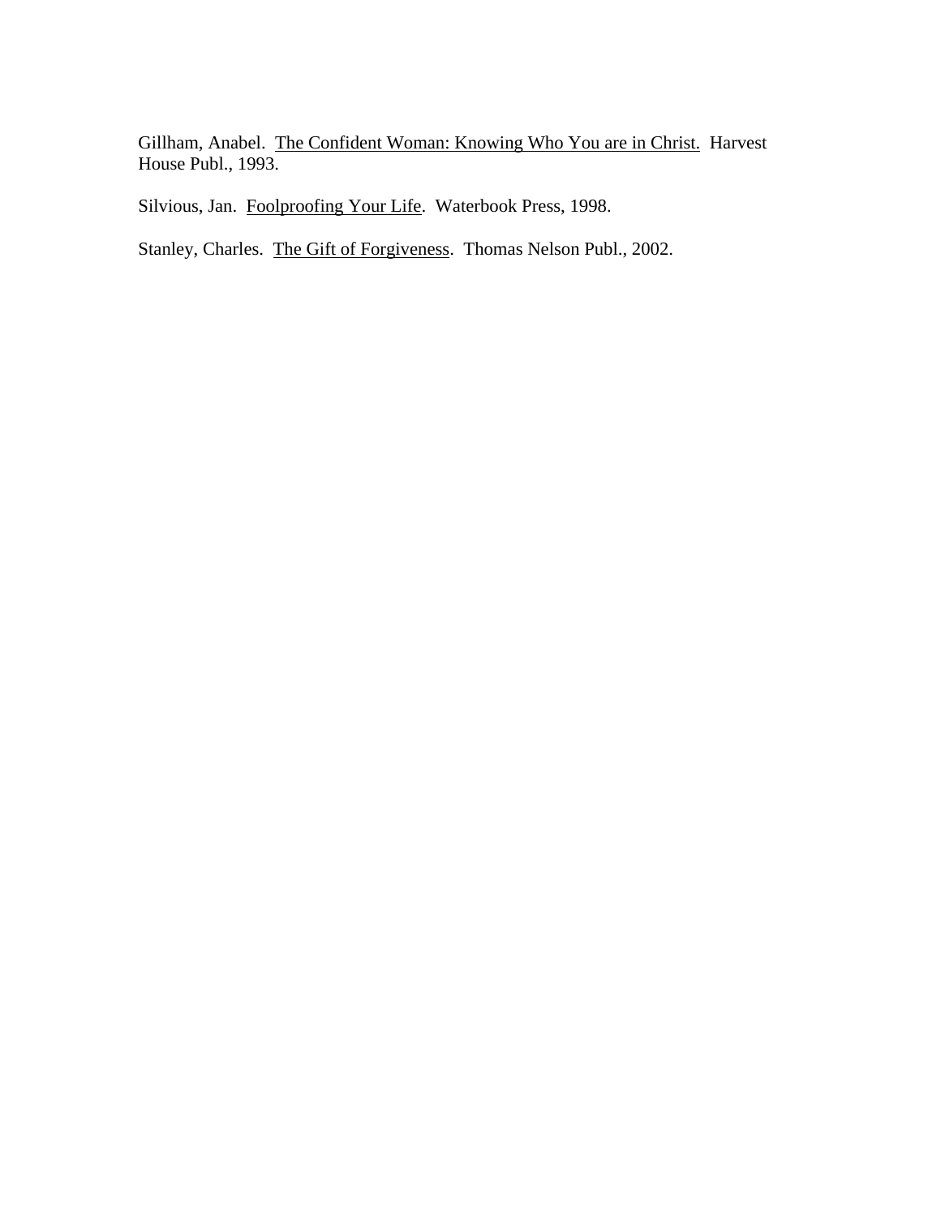Gillham, Anabel. <u>The Confident Woman: Knowing Who You are in Christ.</u> Harvest House Publ., 1993.

Silvious, Jan. <u>Foolproofing Your Life</u>. Waterbook Press, 1998.

Stanley, Charles. <u>The Gift of Forgiveness</u>. Thomas Nelson Publ., 2002.